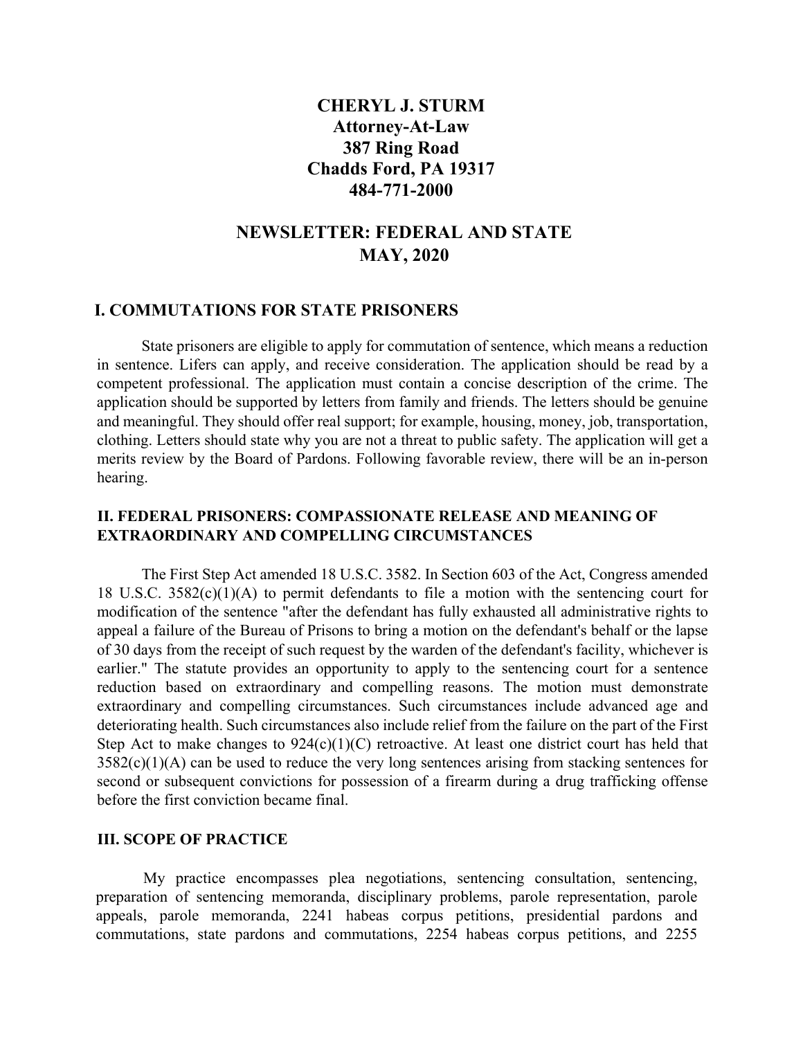# CHERYL J. STURM
**Attorney-At-Law**
**387 Ring Road**
**Chadds Ford, PA 19317**
**484-771-2000**

## NEWSLETTER: FEDERAL AND STATE
## MAY, 2020

### I. COMMUTATIONS FOR STATE PRISONERS

State prisoners are eligible to apply for commutation of sentence, which means a reduction in sentence. Lifers can apply, and receive consideration. The application should be read by a competent professional. The application must contain a concise description of the crime. The application should be supported by letters from family and friends. The letters should be genuine and meaningful. They should offer real support; for example, housing, money, job, transportation, clothing. Letters should state why you are not a threat to public safety. The application will get a merits review by the Board of Pardons. Following favorable review, there will be an in-person hearing.

### II. FEDERAL PRISONERS: COMPASSIONATE RELEASE AND MEANING OF EXTRAORDINARY AND COMPELLING CIRCUMSTANCES

The First Step Act amended 18 U.S.C. 3582. In Section 603 of the Act, Congress amended 18 U.S.C. 3582(c)(1)(A) to permit defendants to file a motion with the sentencing court for modification of the sentence "after the defendant has fully exhausted all administrative rights to appeal a failure of the Bureau of Prisons to bring a motion on the defendant's behalf or the lapse of 30 days from the receipt of such request by the warden of the defendant's facility, whichever is earlier." The statute provides an opportunity to apply to the sentencing court for a sentence reduction based on extraordinary and compelling reasons. The motion must demonstrate extraordinary and compelling circumstances. Such circumstances include advanced age and deteriorating health. Such circumstances also include relief from the failure on the part of the First Step Act to make changes to 924(c)(1)(C) retroactive. At least one district court has held that 3582(c)(1)(A) can be used to reduce the very long sentences arising from stacking sentences for second or subsequent convictions for possession of a firearm during a drug trafficking offense before the first conviction became final.

### III. SCOPE OF PRACTICE

My practice encompasses plea negotiations, sentencing consultation, sentencing, preparation of sentencing memoranda, disciplinary problems, parole representation, parole appeals, parole memoranda, 2241 habeas corpus petitions, presidential pardons and commutations, state pardons and commutations, 2254 habeas corpus petitions, and 2255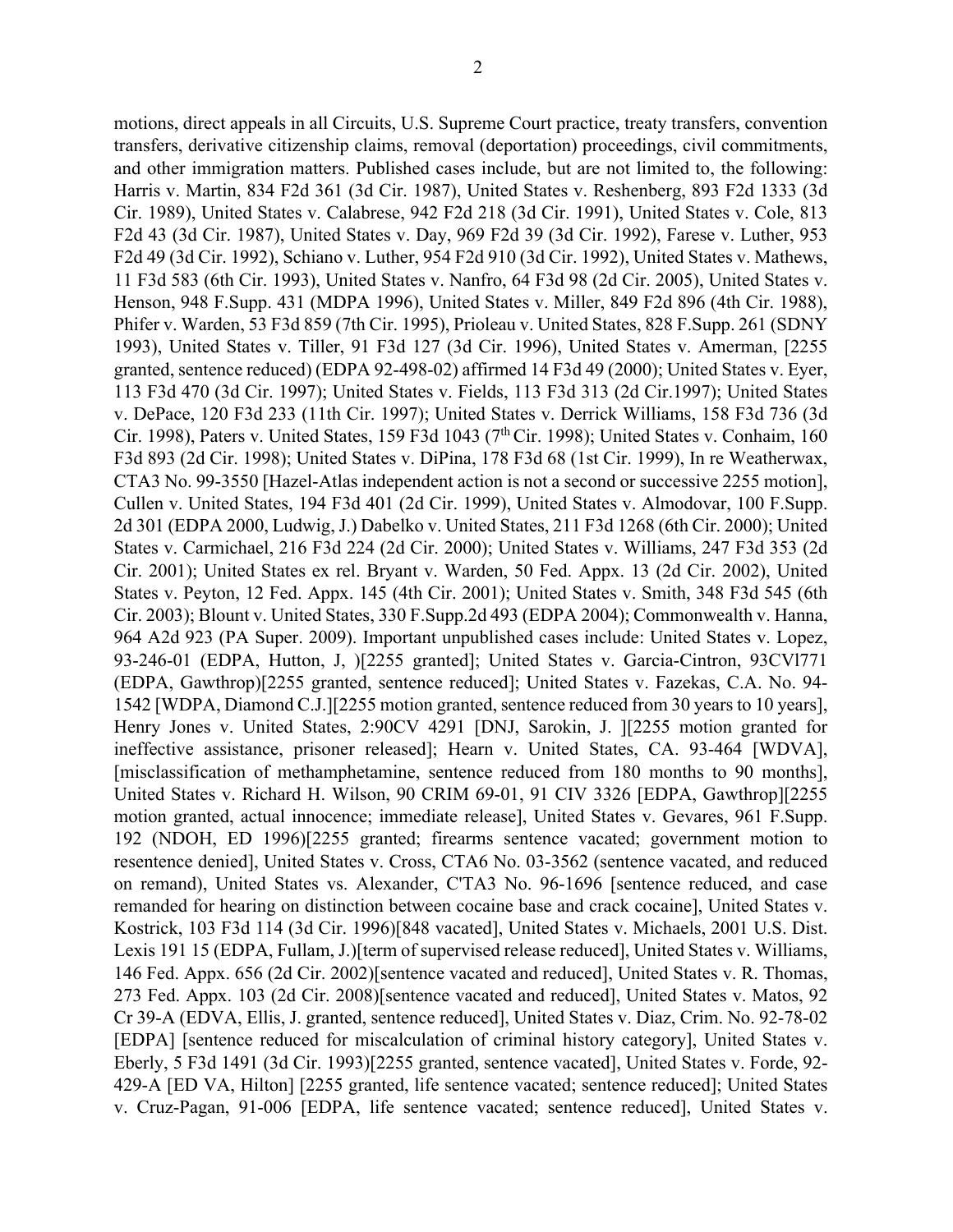motions, direct appeals in all Circuits, U.S. Supreme Court practice, treaty transfers, convention transfers, derivative citizenship claims, removal (deportation) proceedings, civil commitments, and other immigration matters. Published cases include, but are not limited to, the following: Harris v. Martin, 834 F2d 361 (3d Cir. 1987), United States v. Reshenberg, 893 F2d 1333 (3d Cir. 1989), United States v. Calabrese, 942 F2d 218 (3d Cir. 1991), United States v. Cole, 813 F2d 43 (3d Cir. 1987), United States v. Day, 969 F2d 39 (3d Cir. 1992), Farese v. Luther, 953 F2d 49 (3d Cir. 1992), Schiano v. Luther, 954 F2d 910 (3d Cir. 1992), United States v. Mathews, 11 F3d 583 (6th Cir. 1993), United States v. Nanfro, 64 F3d 98 (2d Cir. 2005), United States v. Henson, 948 F.Supp. 431 (MDPA 1996), United States v. Miller, 849 F2d 896 (4th Cir. 1988), Phifer v. Warden, 53 F3d 859 (7th Cir. 1995), Prioleau v. United States, 828 F.Supp. 261 (SDNY 1993), United States v. Tiller, 91 F3d 127 (3d Cir. 1996), United States v. Amerman, [2255 granted, sentence reduced) (EDPA 92-498-02) affirmed 14 F3d 49 (2000); United States v. Eyer, 113 F3d 470 (3d Cir. 1997); United States v. Fields, 113 F3d 313 (2d Cir.1997); United States v. DePace, 120 F3d 233 (11th Cir. 1997); United States v. Derrick Williams, 158 F3d 736 (3d Cir. 1998), Paters v. United States, 159 F3d 1043 (7th Cir. 1998); United States v. Conhaim, 160 F3d 893 (2d Cir. 1998); United States v. DiPina, 178 F3d 68 (1st Cir. 1999), In re Weatherwax, CTA3 No. 99-3550 [Hazel-Atlas independent action is not a second or successive 2255 motion], Cullen v. United States, 194 F3d 401 (2d Cir. 1999), United States v. Almodovar, 100 F.Supp. 2d 301 (EDPA 2000, Ludwig, J.) Dabelko v. United States, 211 F3d 1268 (6th Cir. 2000); United States v. Carmichael, 216 F3d 224 (2d Cir. 2000); United States v. Williams, 247 F3d 353 (2d Cir. 2001); United States ex rel. Bryant v. Warden, 50 Fed. Appx. 13 (2d Cir. 2002), United States v. Peyton, 12 Fed. Appx. 145 (4th Cir. 2001); United States v. Smith, 348 F3d 545 (6th Cir. 2003); Blount v. United States, 330 F.Supp.2d 493 (EDPA 2004); Commonwealth v. Hanna, 964 A2d 923 (PA Super. 2009). Important unpublished cases include: United States v. Lopez, 93-246-01 (EDPA, Hutton, J, )[2255 granted]; United States v. Garcia-Cintron, 93CVl771 (EDPA, Gawthrop)[2255 granted, sentence reduced]; United States v. Fazekas, C.A. No. 94-1542 [WDPA, Diamond C.J.][2255 motion granted, sentence reduced from 30 years to 10 years], Henry Jones v. United States, 2:90CV 4291 [DNJ, Sarokin, J. ][2255 motion granted for ineffective assistance, prisoner released]; Hearn v. United States, CA. 93-464 [WDVA], [misclassification of methamphetamine, sentence reduced from 180 months to 90 months], United States v. Richard H. Wilson, 90 CRIM 69-01, 91 CIV 3326 [EDPA, Gawthrop][2255 motion granted, actual innocence; immediate release], United States v. Gevares, 961 F.Supp. 192 (NDOH, ED 1996)[2255 granted; firearms sentence vacated; government motion to resentence denied], United States v. Cross, CTA6 No. 03-3562 (sentence vacated, and reduced on remand), United States vs. Alexander, C'TA3 No. 96-1696 [sentence reduced, and case remanded for hearing on distinction between cocaine base and crack cocaine], United States v. Kostrick, 103 F3d 114 (3d Cir. 1996)[848 vacated], United States v. Michaels, 2001 U.S. Dist. Lexis 191 15 (EDPA, Fullam, J.)[term of supervised release reduced], United States v. Williams, 146 Fed. Appx. 656 (2d Cir. 2002)[sentence vacated and reduced], United States v. R. Thomas, 273 Fed. Appx. 103 (2d Cir. 2008)[sentence vacated and reduced], United States v. Matos, 92 Cr 39-A (EDVA, Ellis, J. granted, sentence reduced], United States v. Diaz, Crim. No. 92-78-02 [EDPA] [sentence reduced for miscalculation of criminal history category], United States v. Eberly, 5 F3d 1491 (3d Cir. 1993)[2255 granted, sentence vacated], United States v. Forde, 92-429-A [ED VA, Hilton] [2255 granted, life sentence vacated; sentence reduced]; United States v. Cruz-Pagan, 91-006 [EDPA, life sentence vacated; sentence reduced], United States v.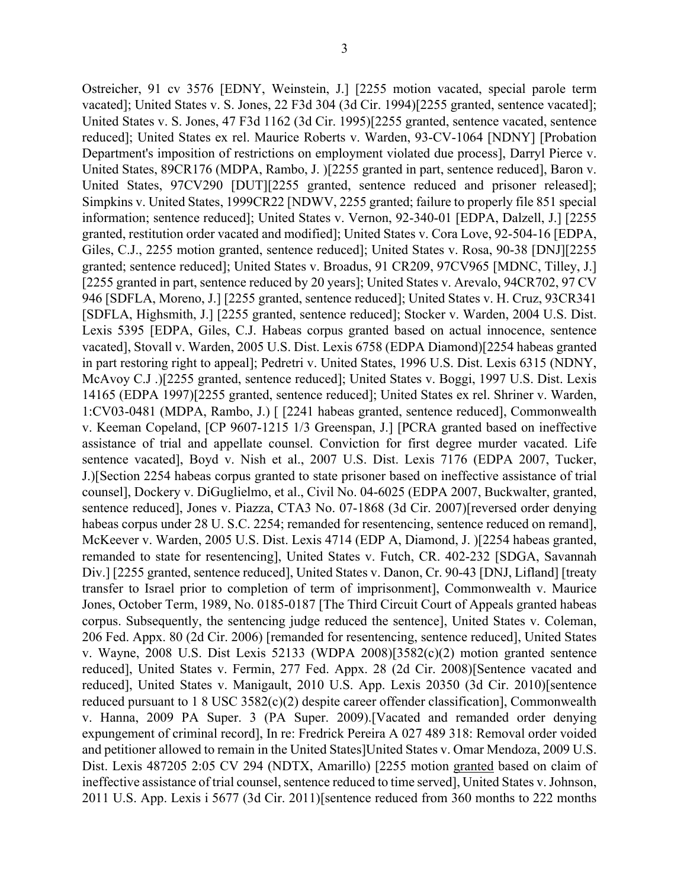Ostreicher, 91 cv 3576 [EDNY, Weinstein, J.] [2255 motion vacated, special parole term vacated]; United States v. S. Jones, 22 F3d 304 (3d Cir. 1994)[2255 granted, sentence vacated]; United States v. S. Jones, 47 F3d 1162 (3d Cir. 1995)[2255 granted, sentence vacated, sentence reduced]; United States ex rel. Maurice Roberts v. Warden, 93-CV-1064 [NDNY] [Probation Department's imposition of restrictions on employment violated due process], Darryl Pierce v. United States, 89CR176 (MDPA, Rambo, J. )[2255 granted in part, sentence reduced], Baron v. United States, 97CV290 [DUT][2255 granted, sentence reduced and prisoner released]; Simpkins v. United States, 1999CR22 [NDWV, 2255 granted; failure to properly file 851 special information; sentence reduced]; United States v. Vernon, 92-340-01 [EDPA, Dalzell, J.] [2255 granted, restitution order vacated and modified]; United States v. Cora Love, 92-504-16 [EDPA, Giles, C.J., 2255 motion granted, sentence reduced]; United States v. Rosa, 90-38 [DNJ][2255 granted; sentence reduced]; United States v. Broadus, 91 CR209, 97CV965 [MDNC, Tilley, J.] [2255 granted in part, sentence reduced by 20 years]; United States v. Arevalo, 94CR702, 97 CV 946 [SDFLA, Moreno, J.] [2255 granted, sentence reduced]; United States v. H. Cruz, 93CR341 [SDFLA, Highsmith, J.] [2255 granted, sentence reduced]; Stocker v. Warden, 2004 U.S. Dist. Lexis 5395 [EDPA, Giles, C.J. Habeas corpus granted based on actual innocence, sentence vacated], Stovall v. Warden, 2005 U.S. Dist. Lexis 6758 (EDPA Diamond)[2254 habeas granted in part restoring right to appeal]; Pedretri v. United States, 1996 U.S. Dist. Lexis 6315 (NDNY, McAvoy C.J .)[2255 granted, sentence reduced]; United States v. Boggi, 1997 U.S. Dist. Lexis 14165 (EDPA 1997)[2255 granted, sentence reduced]; United States ex rel. Shriner v. Warden, 1:CV03-0481 (MDPA, Rambo, J.) [ [2241 habeas granted, sentence reduced], Commonwealth v. Keeman Copeland, [CP 9607-1215 1/3 Greenspan, J.] [PCRA granted based on ineffective assistance of trial and appellate counsel. Conviction for first degree murder vacated. Life sentence vacated], Boyd v. Nish et al., 2007 U.S. Dist. Lexis 7176 (EDPA 2007, Tucker, J.)[Section 2254 habeas corpus granted to state prisoner based on ineffective assistance of trial counsel], Dockery v. DiGuglielmo, et al., Civil No. 04-6025 (EDPA 2007, Buckwalter, granted, sentence reduced], Jones v. Piazza, CTA3 No. 07-1868 (3d Cir. 2007)[reversed order denying habeas corpus under 28 U. S.C. 2254; remanded for resentencing, sentence reduced on remand], McKeever v. Warden, 2005 U.S. Dist. Lexis 4714 (EDP A, Diamond, J. )[2254 habeas granted, remanded to state for resentencing], United States v. Futch, CR. 402-232 [SDGA, Savannah Div.] [2255 granted, sentence reduced], United States v. Danon, Cr. 90-43 [DNJ, Lifland] [treaty transfer to Israel prior to completion of term of imprisonment], Commonwealth v. Maurice Jones, October Term, 1989, No. 0185-0187 [The Third Circuit Court of Appeals granted habeas corpus. Subsequently, the sentencing judge reduced the sentence], United States v. Coleman, 206 Fed. Appx. 80 (2d Cir. 2006) [remanded for resentencing, sentence reduced], United States v. Wayne, 2008 U.S. Dist Lexis 52133 (WDPA 2008)[3582(c)(2) motion granted sentence reduced], United States v. Fermin, 277 Fed. Appx. 28 (2d Cir. 2008)[Sentence vacated and reduced], United States v. Manigault, 2010 U.S. App. Lexis 20350 (3d Cir. 2010)[sentence reduced pursuant to 1 8 USC 3582(c)(2) despite career offender classification], Commonwealth v. Hanna, 2009 PA Super. 3 (PA Super. 2009).[Vacated and remanded order denying expungement of criminal record], In re: Fredrick Pereira A 027 489 318: Removal order voided and petitioner allowed to remain in the United States]United States v. Omar Mendoza, 2009 U.S. Dist. Lexis 487205 2:05 CV 294 (NDTX, Amarillo) [2255 motion granted based on claim of ineffective assistance of trial counsel, sentence reduced to time served], United States v. Johnson, 2011 U.S. App. Lexis i 5677 (3d Cir. 2011)[sentence reduced from 360 months to 222 months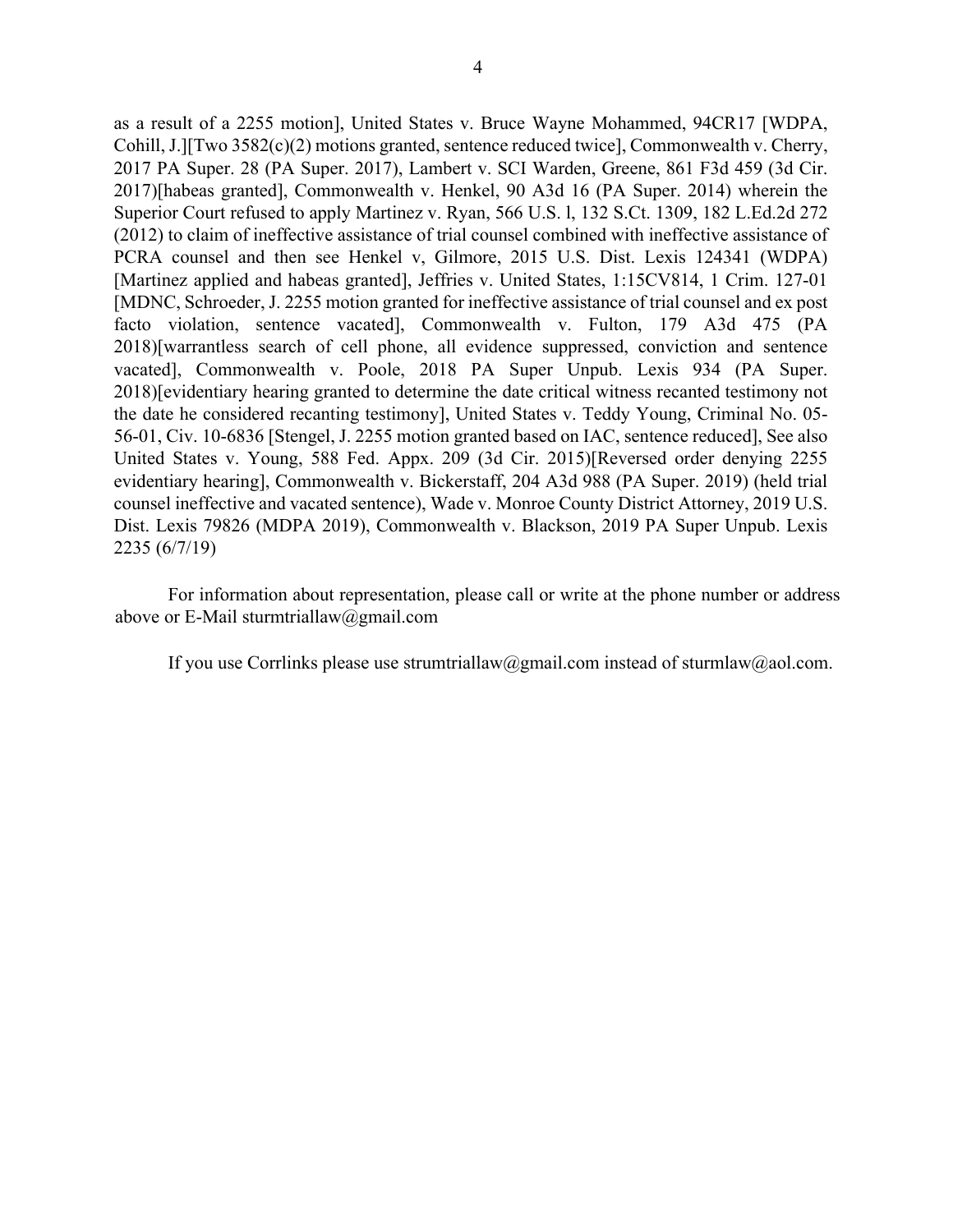as a result of a 2255 motion], United States v. Bruce Wayne Mohammed, 94CR17 [WDPA, Cohill, J.][Two 3582(c)(2) motions granted, sentence reduced twice], Commonwealth v. Cherry, 2017 PA Super. 28 (PA Super. 2017), Lambert v. SCI Warden, Greene, 861 F3d 459 (3d Cir. 2017)[habeas granted], Commonwealth v. Henkel, 90 A3d 16 (PA Super. 2014) wherein the Superior Court refused to apply Martinez v. Ryan, 566 U.S. l, 132 S.Ct. 1309, 182 L.Ed.2d 272 (2012) to claim of ineffective assistance of trial counsel combined with ineffective assistance of PCRA counsel and then see Henkel v, Gilmore, 2015 U.S. Dist. Lexis 124341 (WDPA) [Martinez applied and habeas granted], Jeffries v. United States, 1:15CV814, 1 Crim. 127-01 [MDNC, Schroeder, J. 2255 motion granted for ineffective assistance of trial counsel and ex post facto violation, sentence vacated], Commonwealth v. Fulton, 179 A3d 475 (PA 2018)[warrantless search of cell phone, all evidence suppressed, conviction and sentence vacated], Commonwealth v. Poole, 2018 PA Super Unpub. Lexis 934 (PA Super. 2018)[evidentiary hearing granted to determine the date critical witness recanted testimony not the date he considered recanting testimony], United States v. Teddy Young, Criminal No. 05-56-01, Civ. 10-6836 [Stengel, J. 2255 motion granted based on IAC, sentence reduced], See also United States v. Young, 588 Fed. Appx. 209 (3d Cir. 2015)[Reversed order denying 2255 evidentiary hearing], Commonwealth v. Bickerstaff, 204 A3d 988 (PA Super. 2019) (held trial counsel ineffective and vacated sentence), Wade v. Monroe County District Attorney, 2019 U.S. Dist. Lexis 79826 (MDPA 2019), Commonwealth v. Blackson, 2019 PA Super Unpub. Lexis 2235 (6/7/19)

For information about representation, please call or write at the phone number or address above or E-Mail sturmtriallaw@gmail.com

If you use Corrlinks please use strumtriallaw@gmail.com instead of sturmlaw@aol.com.